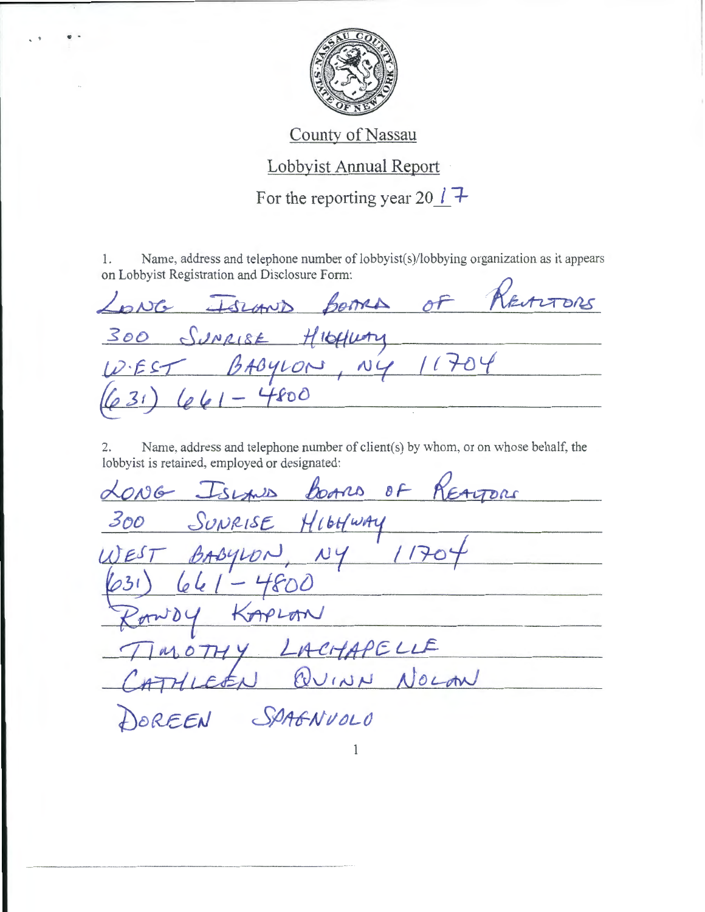County of Nassau

Lobbyist Annual Report

For the reporting year 20 17

1. Name, address and telephone number of lobbyist(s)/lobbying organization as it appears on Lobbyist Registration and Disclosure Form:

LONG ISLAND BOARD OF REALTORS
300 SUNRISE HIGHWAY
WEST BABYLON, NY 11704
(631) 661-4800

2. Name, address and telephone number of client(s) by whom, or on whose behalf, the lobbyist is retained, employed or designated:

LONG ISLAND BOARD OF REALTORS
300 SUNRISE HIGHWAY
WEST BABYLON, NY 11704
(631) 661-4800
RANDY KAPLAN
TIMOTHY LACHAPELLE
CATHLEEN QUINN NOLAN
DOREEN SPAGNUOLO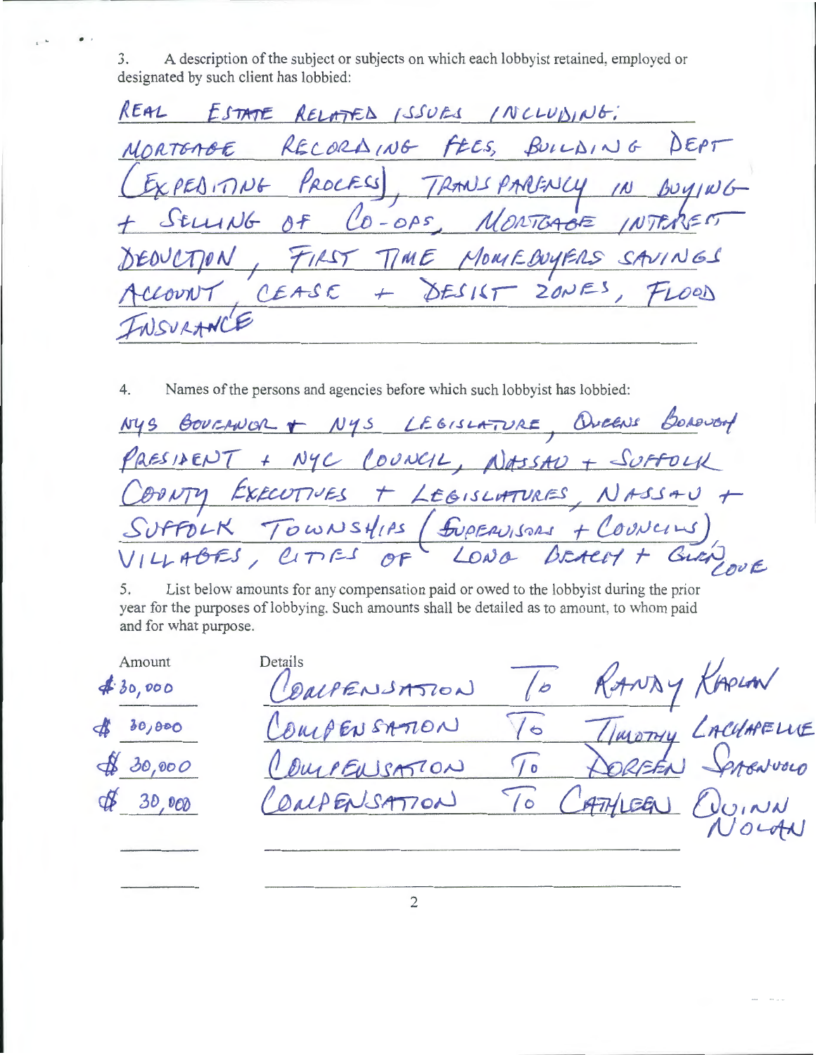3. A description of the subject or subjects on which each lobbyist retained, employed or designated by such client has lobbied:

REAL ESTATE RELATED ISSUES INCLUDING: MORTGAGE RECORDING FEES, BUILDING DEPT (EXPEDITING PROCESS), TRANSPARENCY IN BUYING + SELLING OF CO-OPS, MORTGAGE INTEREST DEDUCTION, FIRST TIME HOMEBUYERS SAVINGS ACCOUNT, CEASE + DESIST ZONES, FLOOD INSURANCE

4. Names of the persons and agencies before which such lobbyist has lobbied:

NYS GOVERNOR + NYS LEGISLATURE, QUEENS BOROUGH PRESIDENT + NYC COUNCIL, NASSAU + SUFFOLK COUNTY EXECUTIVES + LEGISLATURES, NASSAU + SUFFOLK TOWNSHIPS (SUPERVISORS + COUNCILS) VILLAGES, CITIES OF LONG BEACH + GLEN COVE

5. List below amounts for any compensation paid or owed to the lobbyist during the prior year for the purposes of lobbying. Such amounts shall be detailed as to amount, to whom paid and for what purpose.

| Amount | Details |
|---|---|
| $30,000 | COMPENSATION TO RANDY KAPLAN |
| $30,000 | COMPENSATION TO TIMOTHY LACHAPELLE |
| $30,000 | COMPENSATION TO DOREEN SPAGNUOLO |
| $30,000 | COMPENSATION TO CATHLEEN QUINN NOLAN |
| | |
| | |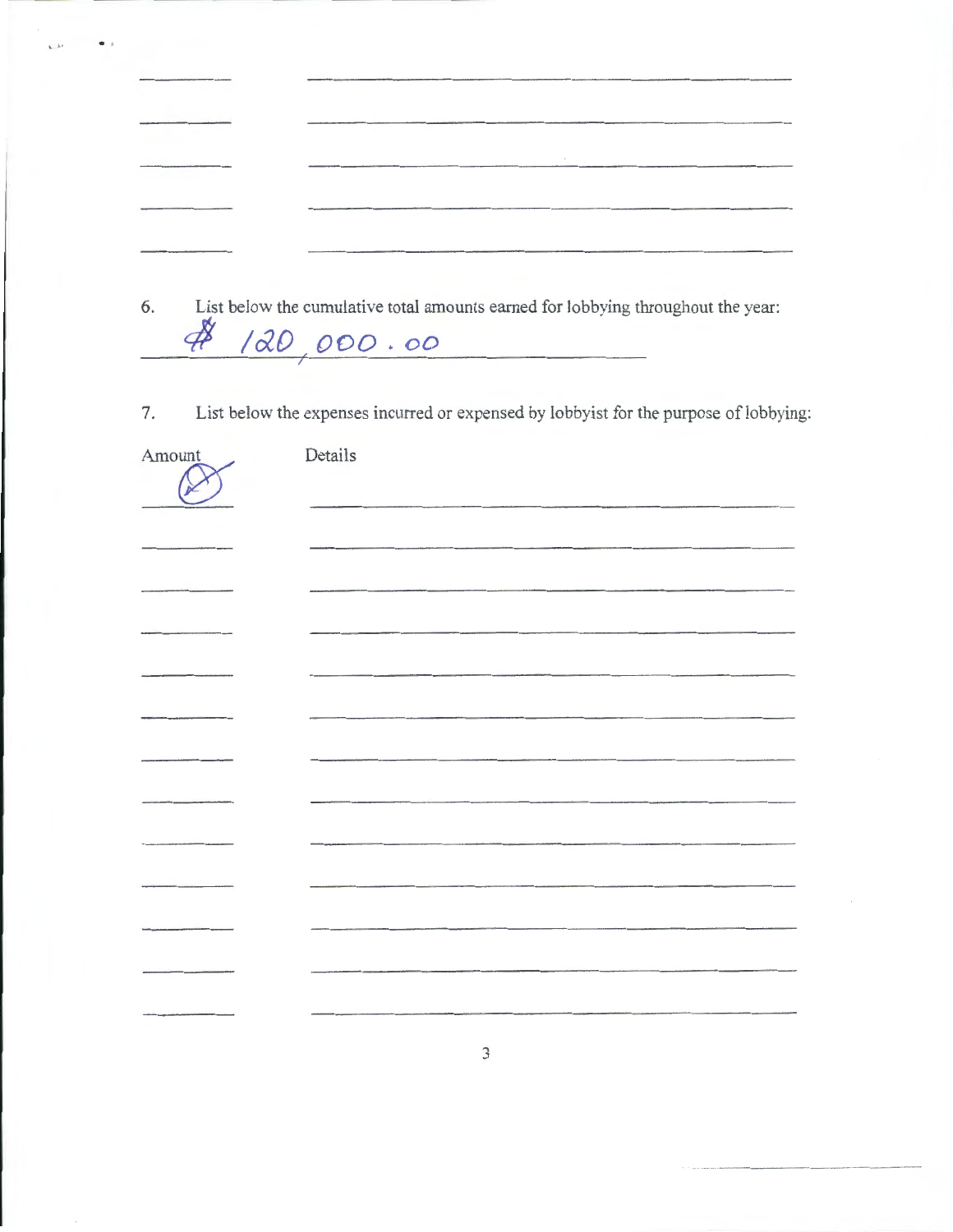6. List below the cumulative total amounts earned for lobbying throughout the year:

$ 120,000.00

7. List below the expenses incurred or expensed by lobbyist for the purpose of lobbying:

| Amount | Details |
| --- | --- |
| Ø | |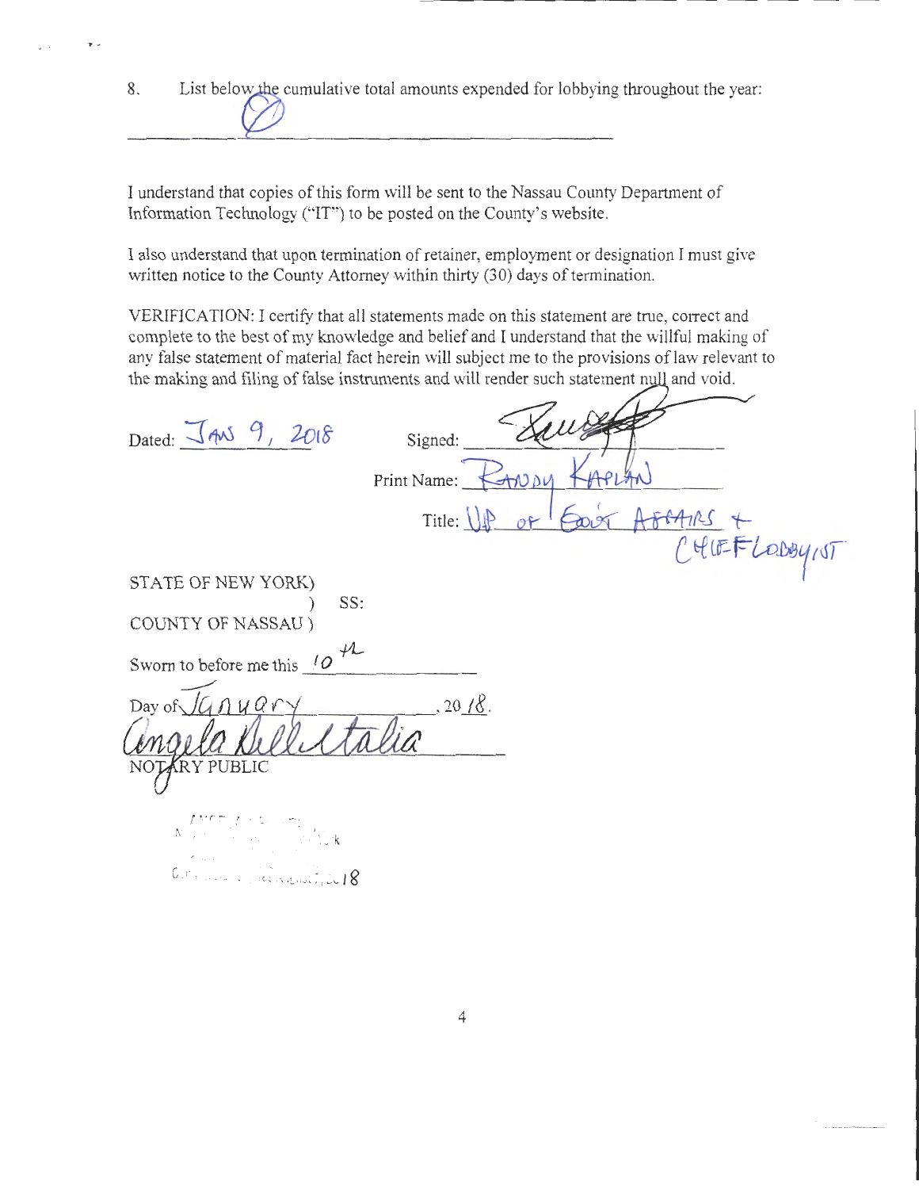8. List below the cumulative total amounts expended for lobbying throughout the year:

Ø

I understand that copies of this form will be sent to the Nassau County Department of Information Technology ("IT") to be posted on the County's website.

I also understand that upon termination of retainer, employment or designation I must give written notice to the County Attorney within thirty (30) days of termination.

VERIFICATION: I certify that all statements made on this statement are true, correct and complete to the best of my knowledge and belief and I understand that the willful making of any false statement of material fact herein will subject me to the provisions of law relevant to the making and filing of false instruments and will render such statement null and void.

Dated: JAN 9, 2018

Signed: [signature]

Print Name: RANDY KAPLAN

Title: VP of GOVT AFFAIRS + CHIEF LOBBYIST

STATE OF NEW YORK)
) SS:
COUNTY OF NASSAU )

Sworn to before me this 10th

Day of January, 2018.

Angela Dell'Italia

NOTARY PUBLIC